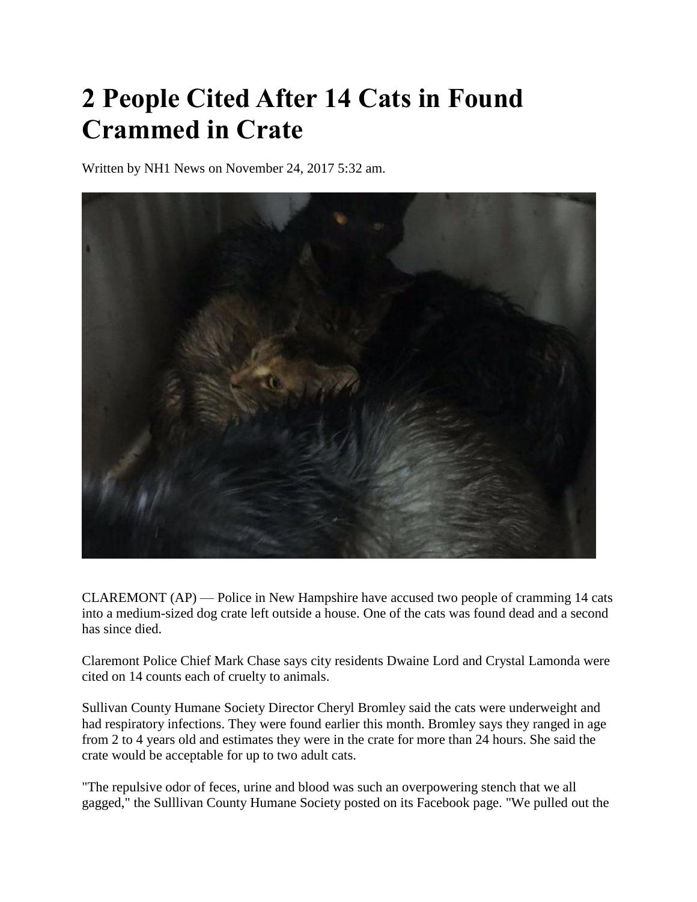# 2 People Cited After 14 Cats in Found Crammed in Crate

Written by NH1 News on November 24, 2017 5:32 am.

CLAREMONT (AP) — Police in New Hampshire have accused two people of cramming 14 cats into a medium-sized dog crate left outside a house. One of the cats was found dead and a second has since died.

Claremont Police Chief Mark Chase says city residents Dwaine Lord and Crystal Lamonda were cited on 14 counts each of cruelty to animals.

Sullivan County Humane Society Director Cheryl Bromley said the cats were underweight and had respiratory infections. They were found earlier this month. Bromley says they ranged in age from 2 to 4 years old and estimates they were in the crate for more than 24 hours. She said the crate would be acceptable for up to two adult cats.

"The repulsive odor of feces, urine and blood was such an overpowering stench that we all gagged," the Sulllivan County Humane Society posted on its Facebook page. "We pulled out the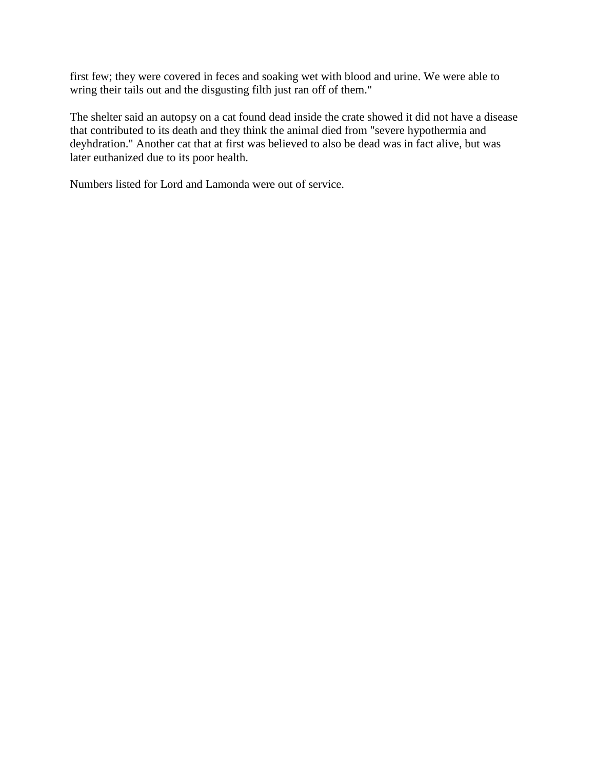first few; they were covered in feces and soaking wet with blood and urine. We were able to wring their tails out and the disgusting filth just ran off of them."

The shelter said an autopsy on a cat found dead inside the crate showed it did not have a disease that contributed to its death and they think the animal died from "severe hypothermia and deyhdration." Another cat that at first was believed to also be dead was in fact alive, but was later euthanized due to its poor health.

Numbers listed for Lord and Lamonda were out of service.